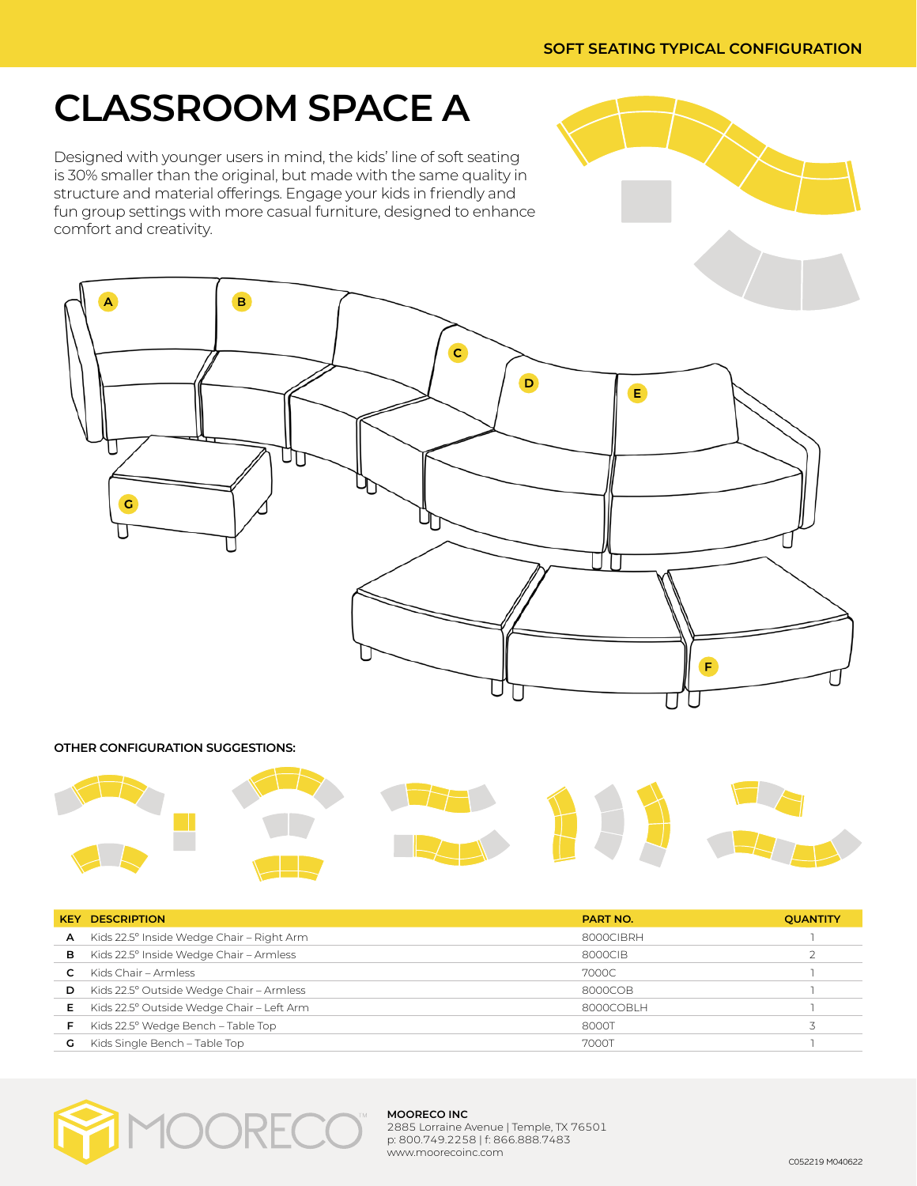SOFT SEATING TYPICAL CONFIGURATION

# CLASSROOM SPACE A

Designed with younger users in mind, the kids' line of soft seating is 30% smaller than the original, but made with the same quality in structure and material offerings. Engage your kids in friendly and fun group settings with more casual furniture, designed to enhance comfort and creativity.

A B C D E F G

**OTHER CONFIGURATION SUGGESTIONS:**

| KEY | DESCRIPTION | PART NO. | QUANTITY |
|---|---|---|---|
| A | Kids 22.5° Inside Wedge Chair – Right Arm | 8000CIBRH | 1 |
| B | Kids 22.5° Inside Wedge Chair – Armless | 8000CIB | 2 |
| C | Kids Chair – Armless | 7000C | 1 |
| D | Kids 22.5° Outside Wedge Chair – Armless | 8000COB | 1 |
| E | Kids 22.5° Outside Wedge Chair – Left Arm | 8000COBLH | 1 |
| F | Kids 22.5° Wedge Bench – Table Top | 8000T | 3 |
| G | Kids Single Bench – Table Top | 7000T | 1 |

MOORECO™

**MOORECO INC**
2885 Lorraine Avenue | Temple, TX 76501
p: 800.749.2258 | f: 866.888.7483
www.moorecoinc.com

C052219 M040622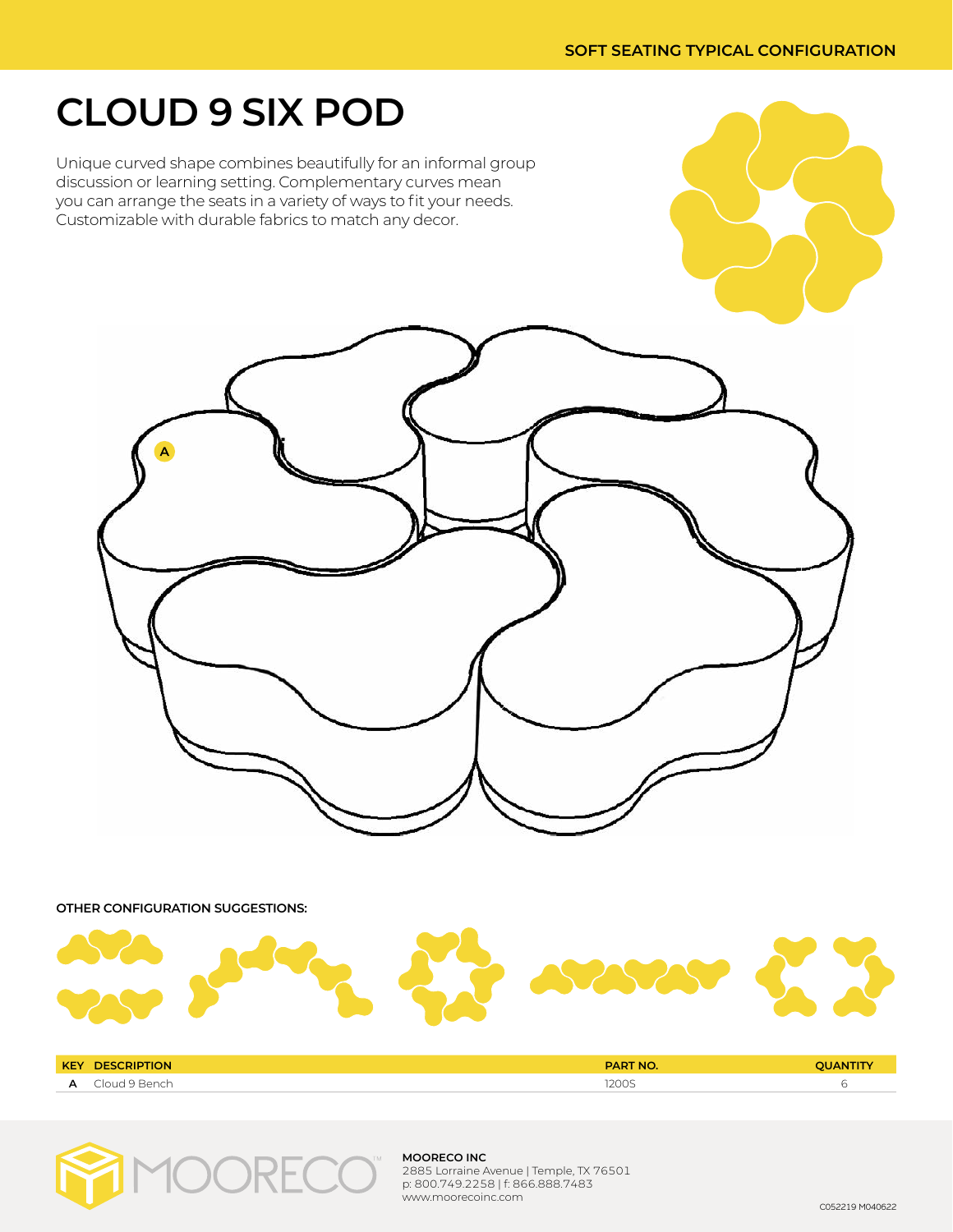SOFT SEATING TYPICAL CONFIGURATION

# CLOUD 9 SIX POD

Unique curved shape combines beautifully for an informal group discussion or learning setting. Complementary curves mean you can arrange the seats in a variety of ways to fit your needs. Customizable with durable fabrics to match any decor.

A

**OTHER CONFIGURATION SUGGESTIONS:**

| KEY | DESCRIPTION | PART NO. | QUANTITY |
|---|---|---|---|
| A | Cloud 9 Bench | 1200S | 6 |

**MOORECO INC**
2885 Lorraine Avenue | Temple, TX 76501
p: 800.749.2258 | f: 866.888.7483
www.moorecoinc.com

C052219 M040622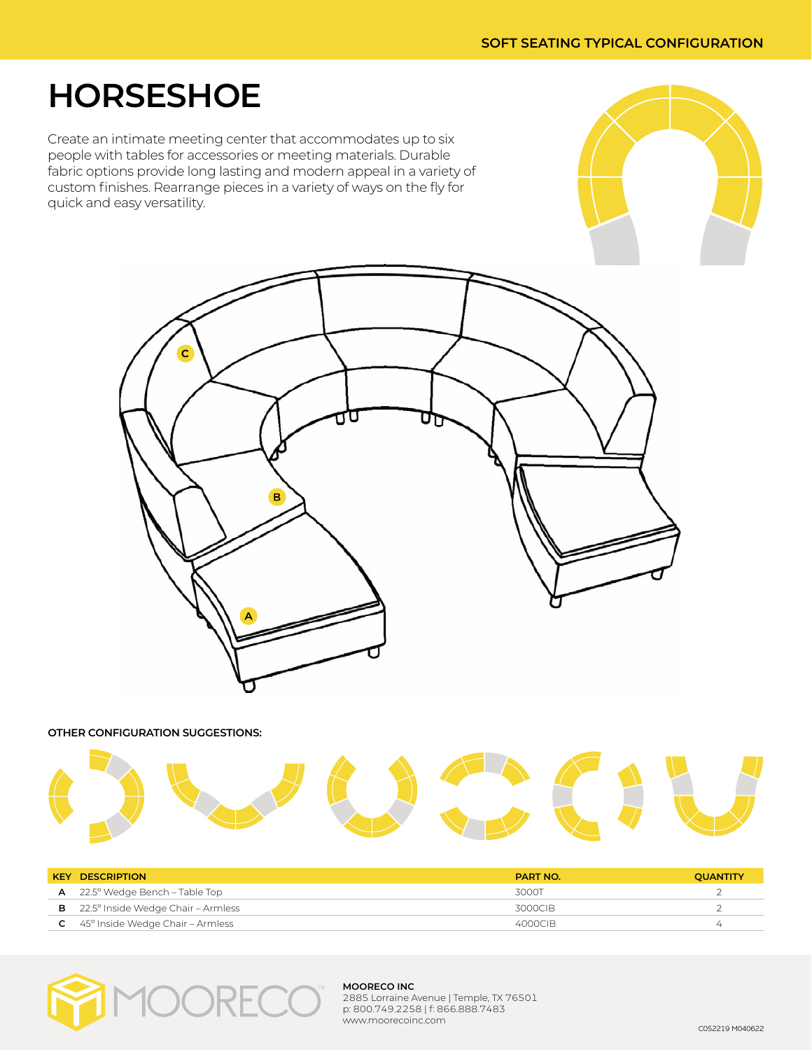# HORSESHOE

Create an intimate meeting center that accommodates up to six people with tables for accessories or meeting materials. Durable fabric options provide long lasting and modern appeal in a variety of custom finishes. Rearrange pieces in a variety of ways on the fly for quick and easy versatility.

**OTHER CONFIGURATION SUGGESTIONS:**

| KEY | DESCRIPTION | PART NO. | QUANTITY |
|---|---|---|---|
| A | 22.5° Wedge Bench – Table Top | 3000T | 2 |
| B | 22.5° Inside Wedge Chair – Armless | 3000CIB | 2 |
| C | 45° Inside Wedge Chair – Armless | 4000CIB | 4 |

**MOORECO INC**
2885 Lorraine Avenue | Temple, TX 76501
p: 800.749.2258 | f: 866.888.7483
www.moorecoinc.com

C052219 M040622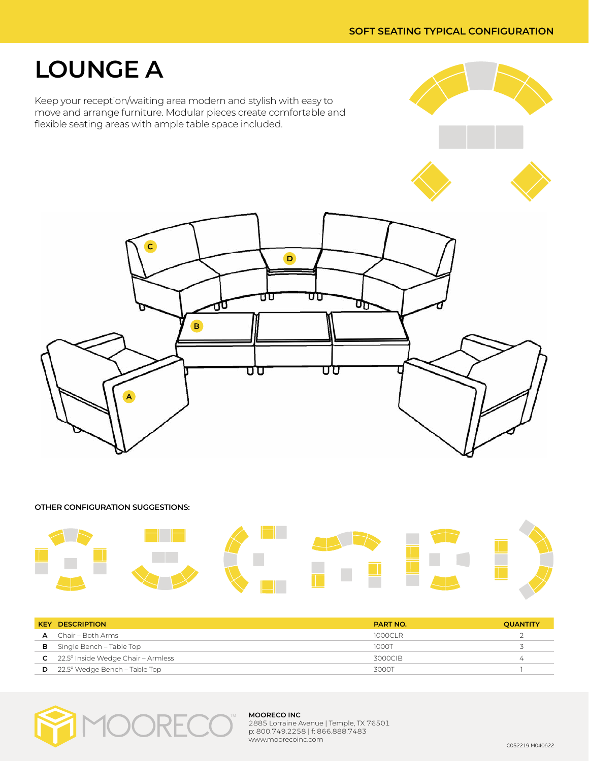SOFT SEATING TYPICAL CONFIGURATION

# LOUNGE A

Keep your reception/waiting area modern and stylish with easy to move and arrange furniture. Modular pieces create comfortable and flexible seating areas with ample table space included.

**OTHER CONFIGURATION SUGGESTIONS:**

| KEY | DESCRIPTION | PART NO. | QUANTITY |
|---|---|---|---|
| A | Chair – Both Arms | 1000CLR | 2 |
| B | Single Bench – Table Top | 1000T | 3 |
| C | 22.5° Inside Wedge Chair – Armless | 3000CIB | 4 |
| D | 22.5° Wedge Bench – Table Top | 3000T | 1 |

**MOORECO INC**
2885 Lorraine Avenue | Temple, TX 76501
p: 800.749.2258 | f: 866.888.7483
www.moorecoinc.com

C052219 M040622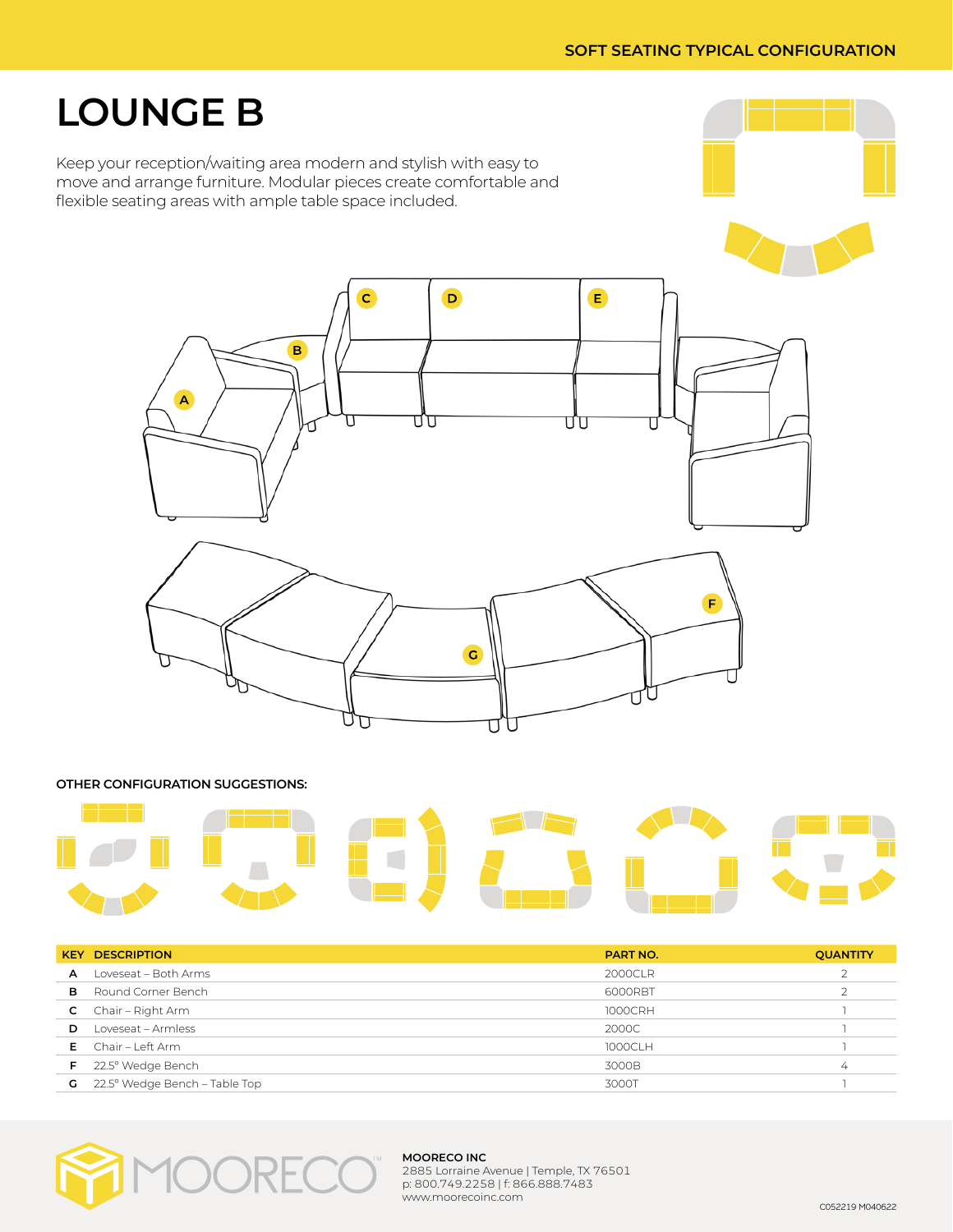# LOUNGE B

Keep your reception/waiting area modern and stylish with easy to move and arrange furniture. Modular pieces create comfortable and flexible seating areas with ample table space included.

**OTHER CONFIGURATION SUGGESTIONS:**

| KEY | DESCRIPTION | PART NO. | QUANTITY |
|---|---|---|---|
| A | Loveseat – Both Arms | 2000CLR | 2 |
| B | Round Corner Bench | 6000RBT | 2 |
| C | Chair – Right Arm | 1000CRH | 1 |
| D | Loveseat – Armless | 2000C | 1 |
| E | Chair – Left Arm | 1000CLH | 1 |
| F | 22.5° Wedge Bench | 3000B | 4 |
| G | 22.5° Wedge Bench – Table Top | 3000T | 1 |

**MOORECO INC**
2885 Lorraine Avenue | Temple, TX 76501
p: 800.749.2258 | f: 866.888.7483
www.moorecoinc.com

C052219 M040622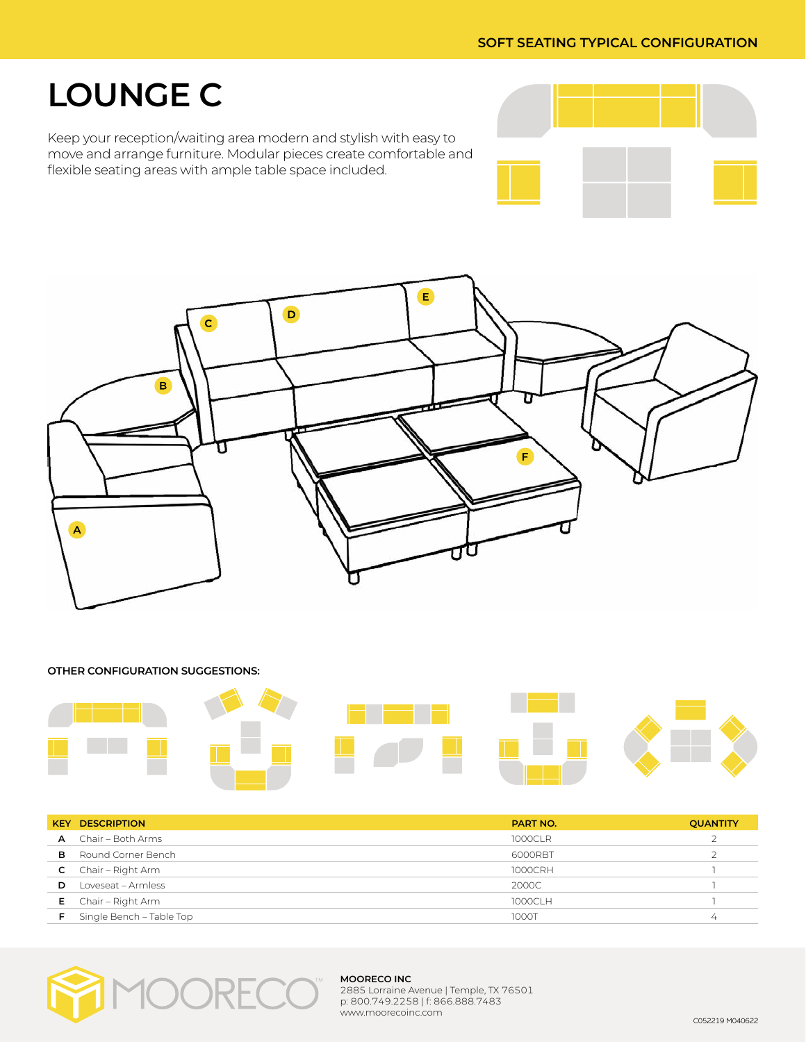SOFT SEATING TYPICAL CONFIGURATION

# LOUNGE C

Keep your reception/waiting area modern and stylish with easy to move and arrange furniture. Modular pieces create comfortable and flexible seating areas with ample table space included.

OTHER CONFIGURATION SUGGESTIONS:

| KEY | DESCRIPTION | PART NO. | QUANTITY |
|---|---|---|---|
| A | Chair – Both Arms | 1000CLR | 2 |
| B | Round Corner Bench | 6000RBT | 2 |
| C | Chair – Right Arm | 1000CRH | 1 |
| D | Loveseat – Armless | 2000C | 1 |
| E | Chair – Right Arm | 1000CLH | 1 |
| F | Single Bench – Table Top | 1000T | 4 |

**MOOREC0 INC**
2885 Lorraine Avenue | Temple, TX 76501
p: 800.749.2258 | f: 866.888.7483
www.moorecoinc.com

C052219 M040622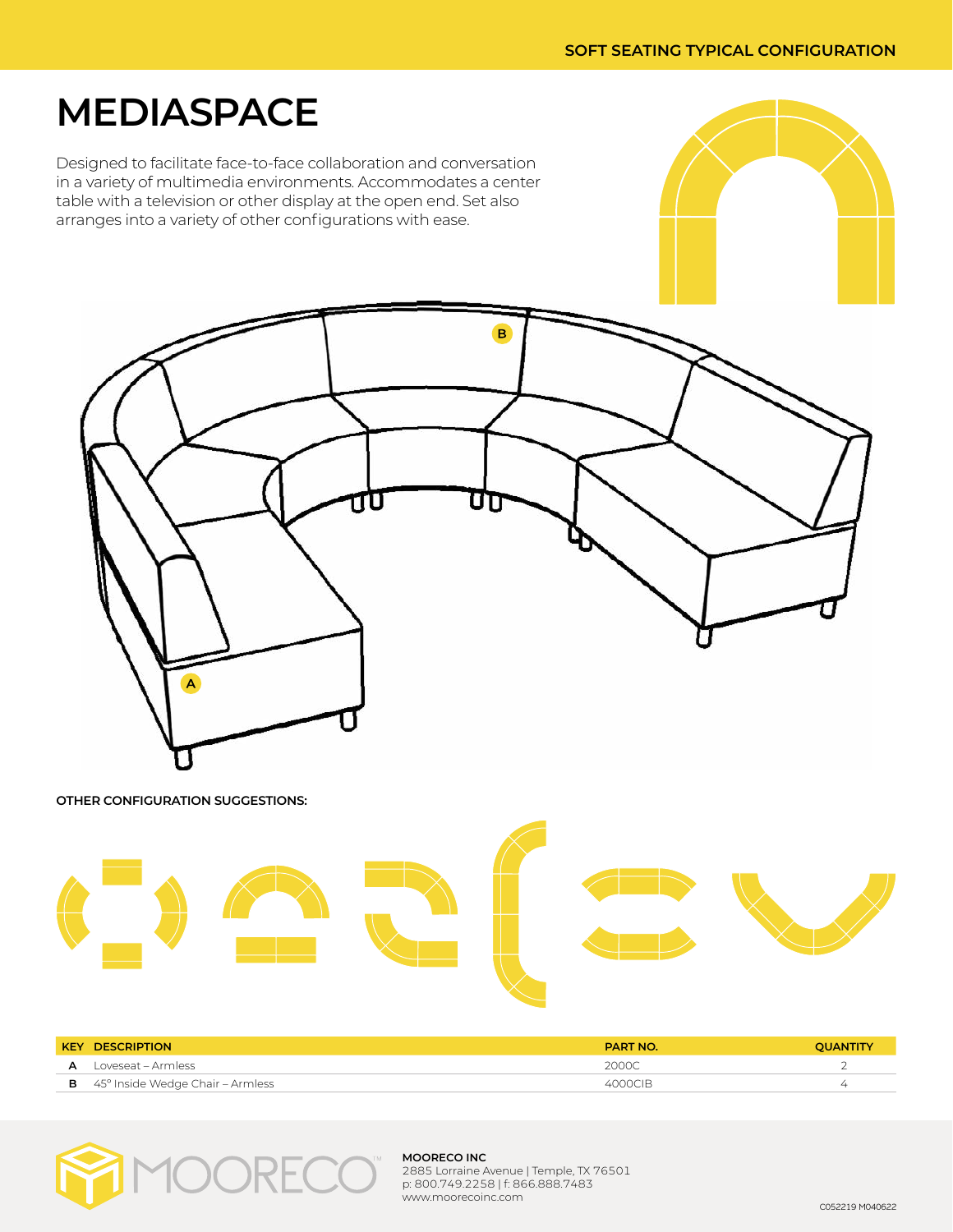SOFT SEATING TYPICAL CONFIGURATION

# MEDIASPACE

Designed to facilitate face-to-face collaboration and conversation in a variety of multimedia environments. Accommodates a center table with a television or other display at the open end. Set also arranges into a variety of other configurations with ease.

B

A

**OTHER CONFIGURATION SUGGESTIONS:**

| KEY | DESCRIPTION | PART NO. | QUANTITY |
|---|---|---|---|
| A | Loveseat – Armless | 2000C | 2 |
| B | 45° Inside Wedge Chair – Armless | 4000CIB | 4 |

**MOORECO INC**
2885 Lorraine Avenue | Temple, TX 76501
p: 800.749.2258 | f: 866.888.7483
www.moorecoinc.com

C052219 M040622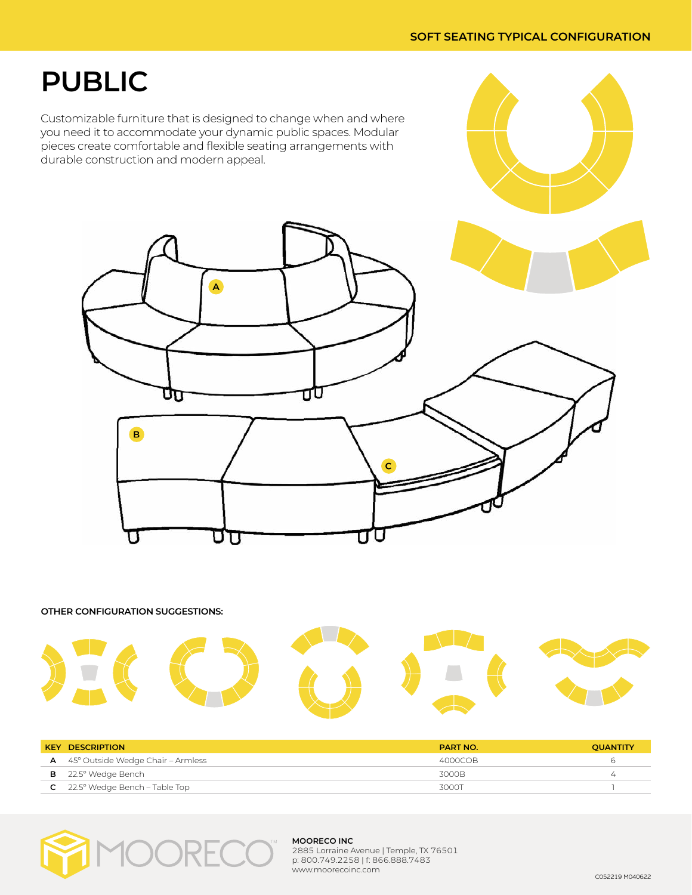# PUBLIC

Customizable furniture that is designed to change when and where you need it to accommodate your dynamic public spaces. Modular pieces create comfortable and flexible seating arrangements with durable construction and modern appeal.

**OTHER CONFIGURATION SUGGESTIONS:**

| KEY | DESCRIPTION | PART NO. | QUANTITY |
|---|---|---|---|
| **A** | 45° Outside Wedge Chair – Armless | 4000COB | 6 |
| **B** | 22.5° Wedge Bench | 3000B | 4 |
| **C** | 22.5° Wedge Bench – Table Top | 3000T | 1 |

**MOORECO INC**
2885 Lorraine Avenue | Temple, TX 76501
p: 800.749.2258 | f: 866.888.7483
www.moorecoinc.com

C052219 M040622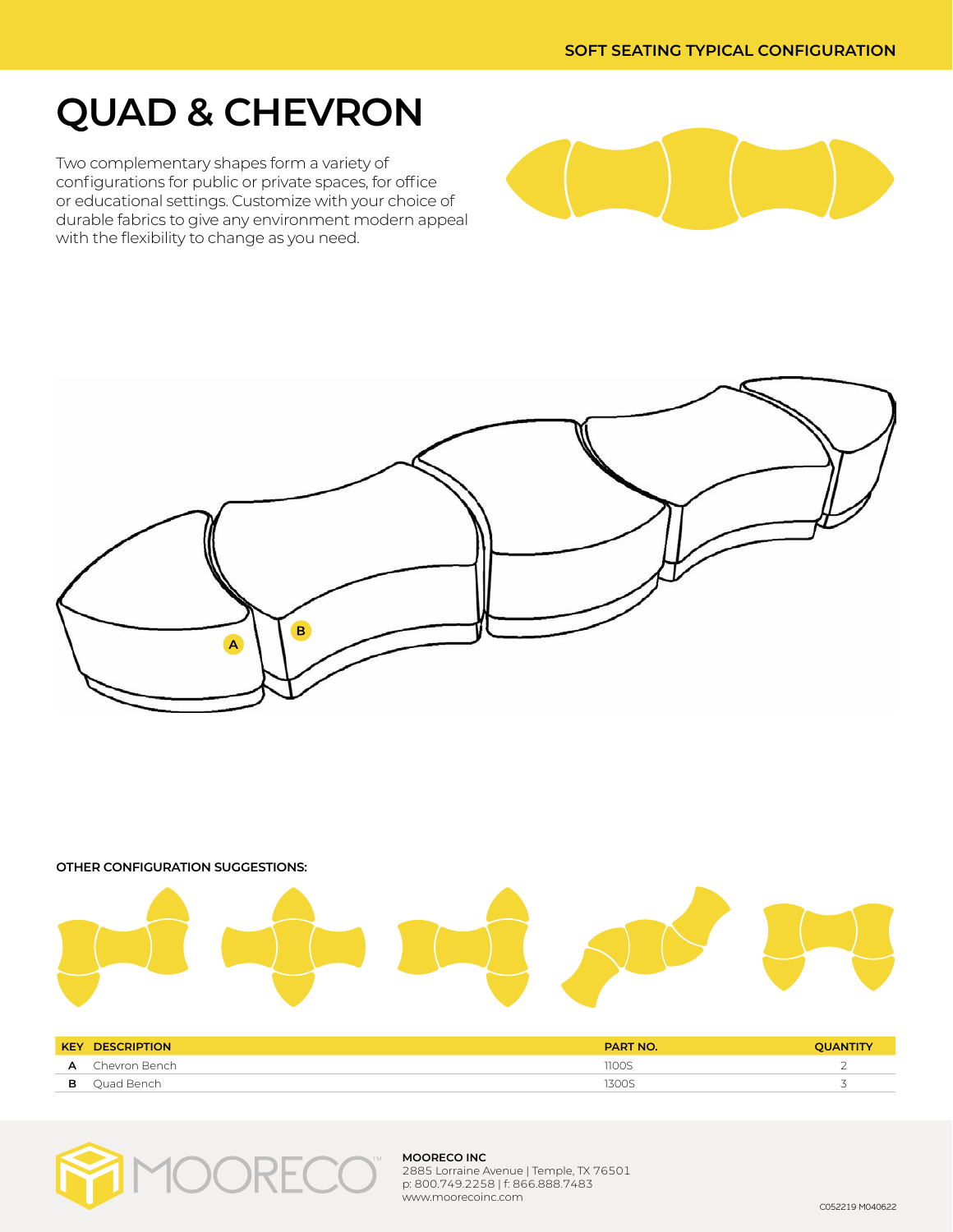SOFT SEATING TYPICAL CONFIGURATION

# QUAD & CHEVRON

Two complementary shapes form a variety of configurations for public or private spaces, for office or educational settings. Customize with your choice of durable fabrics to give any environment modern appeal with the flexibility to change as you need.

A

B

**OTHER CONFIGURATION SUGGESTIONS:**

| KEY | DESCRIPTION | PART NO. | QUANTITY |
|---|---|---|---|
| A | Chevron Bench | 1100S | 2 |
| B | Quad Bench | 1300S | 3 |

MOORECO™

**MOORECO INC**
2885 Lorraine Avenue | Temple, TX 76501
p: 800.749.2258 | f: 866.888.7483
www.moorecoinc.com

C052219 M040622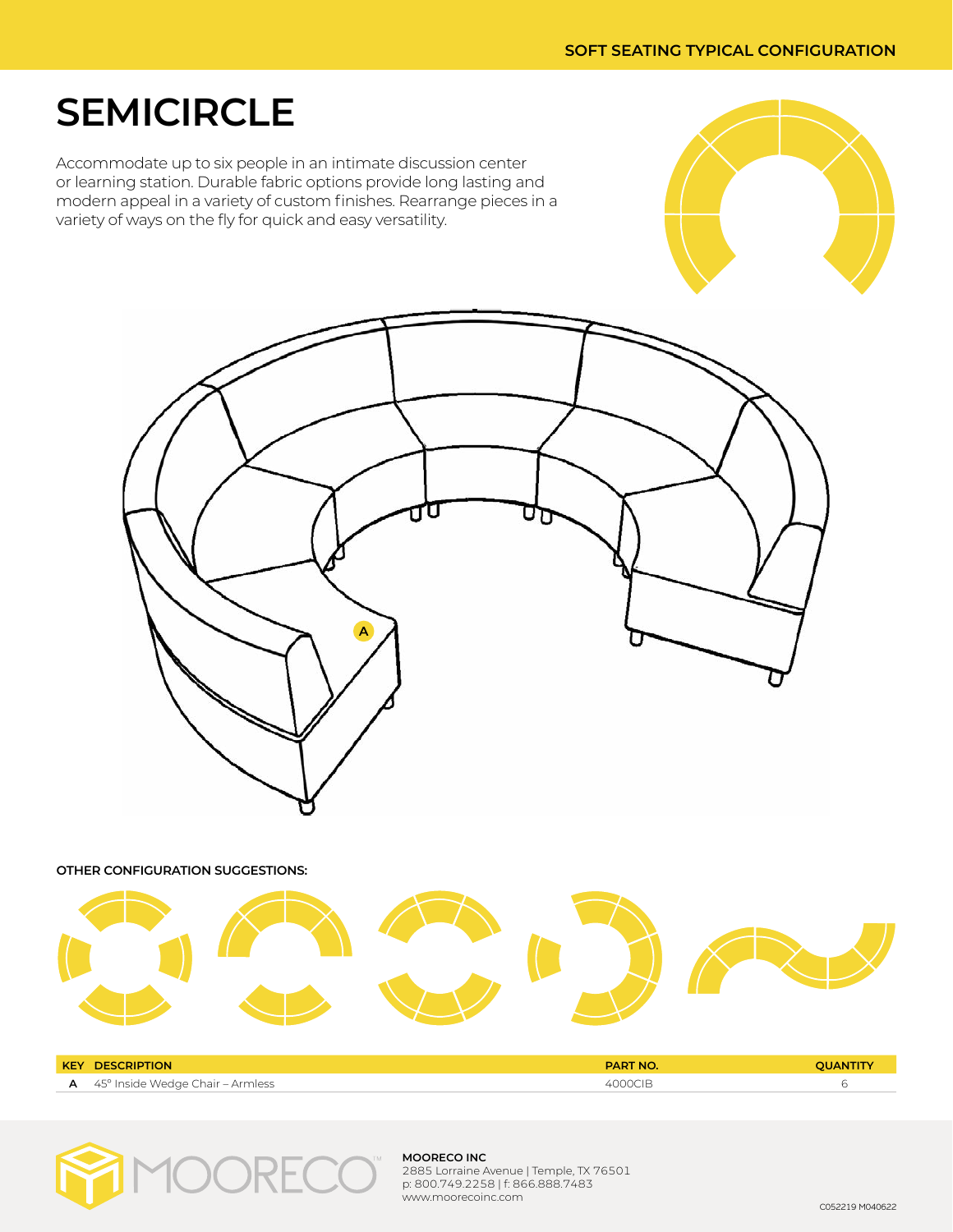# SEMICIRCLE

Accommodate up to six people in an intimate discussion center or learning station. Durable fabric options provide long lasting and modern appeal in a variety of custom finishes. Rearrange pieces in a variety of ways on the fly for quick and easy versatility.

A

**OTHER CONFIGURATION SUGGESTIONS:**

| KEY | DESCRIPTION | PART NO. | QUANTITY |
|---|---|---|---|
| A | 45° Inside Wedge Chair – Armless | 4000CIB | 6 |

**MOORECO INC**
2885 Lorraine Avenue | Temple, TX 76501
p: 800.749.2258 | f: 866.888.7483
www.moorecoinc.com

C052219 M040622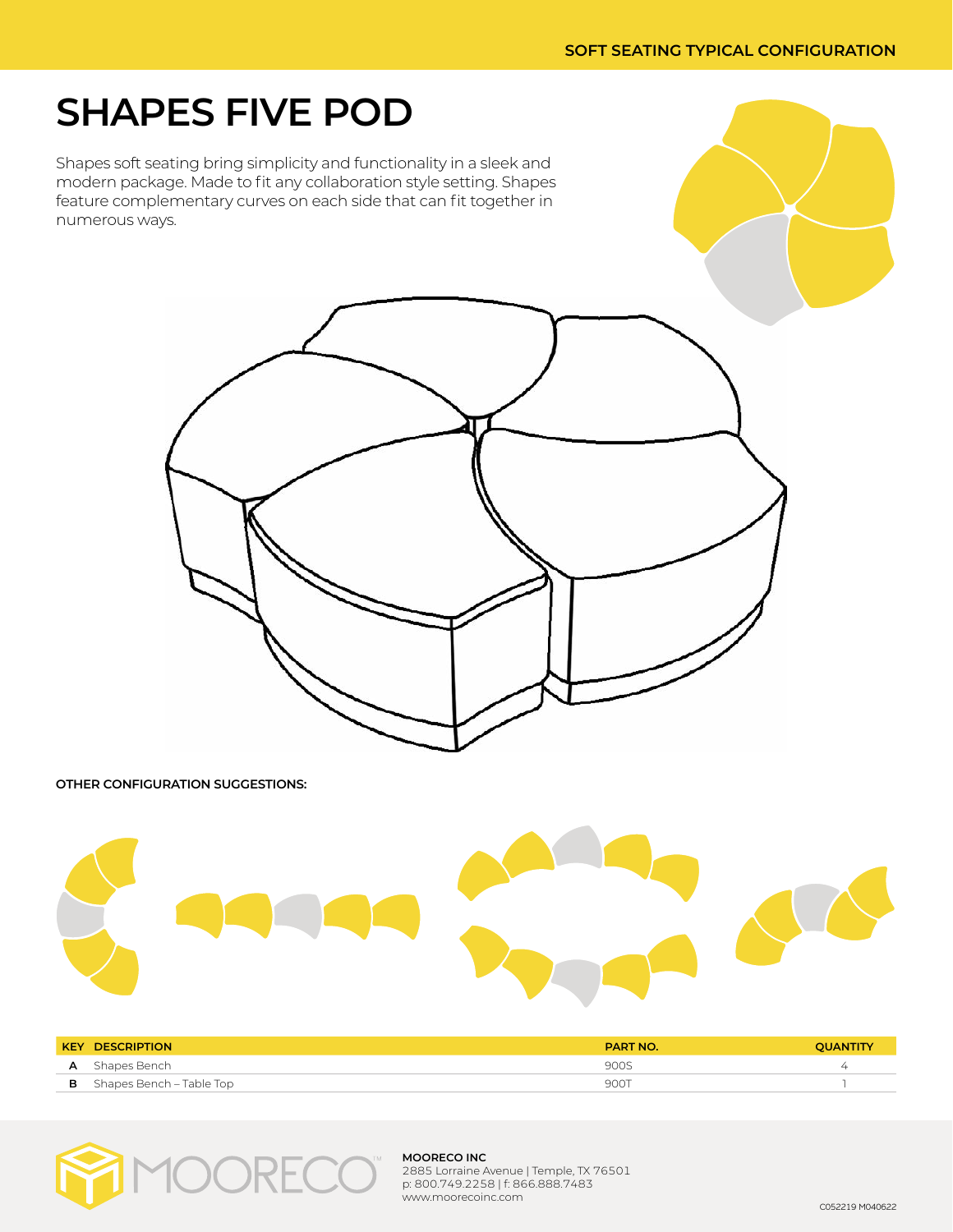SOFT SEATING TYPICAL CONFIGURATION

# SHAPES FIVE POD

Shapes soft seating bring simplicity and functionality in a sleek and modern package. Made to fit any collaboration style setting. Shapes feature complementary curves on each side that can fit together in numerous ways.

**OTHER CONFIGURATION SUGGESTIONS:**

| KEY | DESCRIPTION | PART NO. | QUANTITY |
|---|---|---|---|
| A | Shapes Bench | 900S | 4 |
| B | Shapes Bench – Table Top | 900T | 1 |

**MOORECO INC**
2885 Lorraine Avenue | Temple, TX 76501
p: 800.749.2258 | f: 866.888.7483
www.moorecoinc.com

C052219 M040622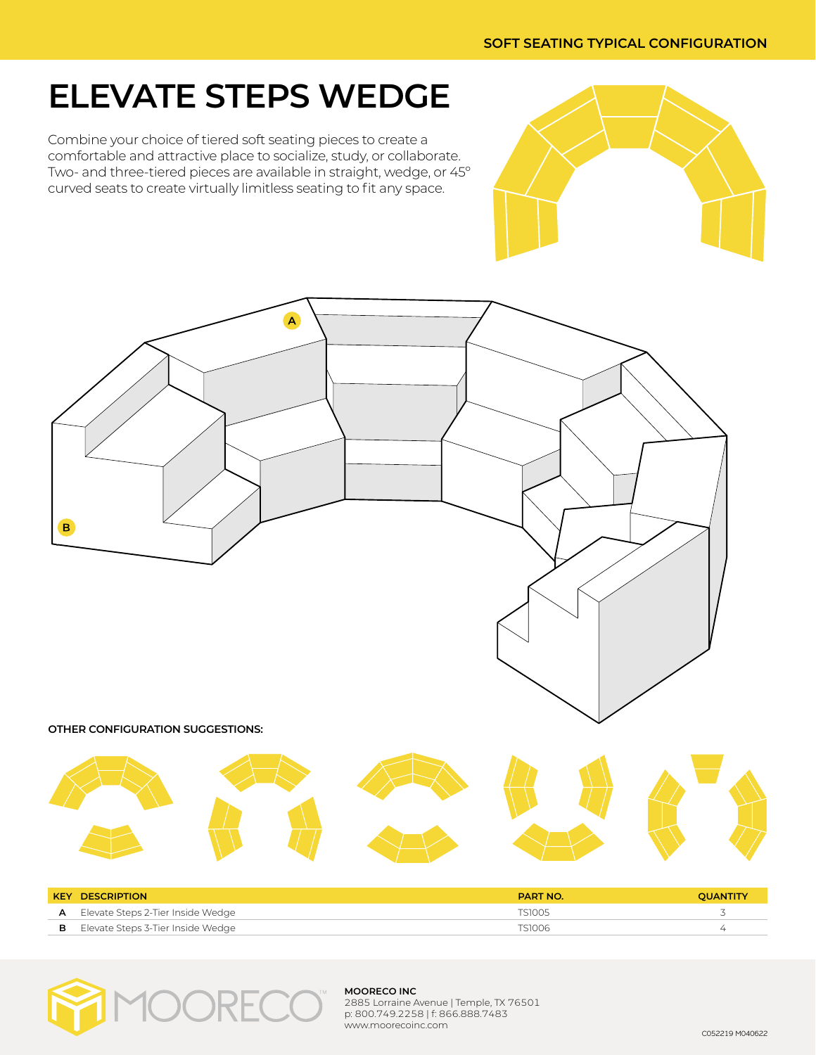SOFT SEATING TYPICAL CONFIGURATION

# ELEVATE STEPS WEDGE

Combine your choice of tiered soft seating pieces to create a comfortable and attractive place to socialize, study, or collaborate. Two- and three-tiered pieces are available in straight, wedge, or 45° curved seats to create virtually limitless seating to fit any space.

A

B

**OTHER CONFIGURATION SUGGESTIONS:**

| KEY | DESCRIPTION | PART NO. | QUANTITY |
|---|---|---|---|
| A | Elevate Steps 2-Tier Inside Wedge | TS1005 | 3 |
| B | Elevate Steps 3-Tier Inside Wedge | TS1006 | 4 |

**MOORECO INC**
2885 Lorraine Avenue | Temple, TX 76501
p: 800.749.2258 | f: 866.888.7483
www.moorecoinc.com

C052219 M040622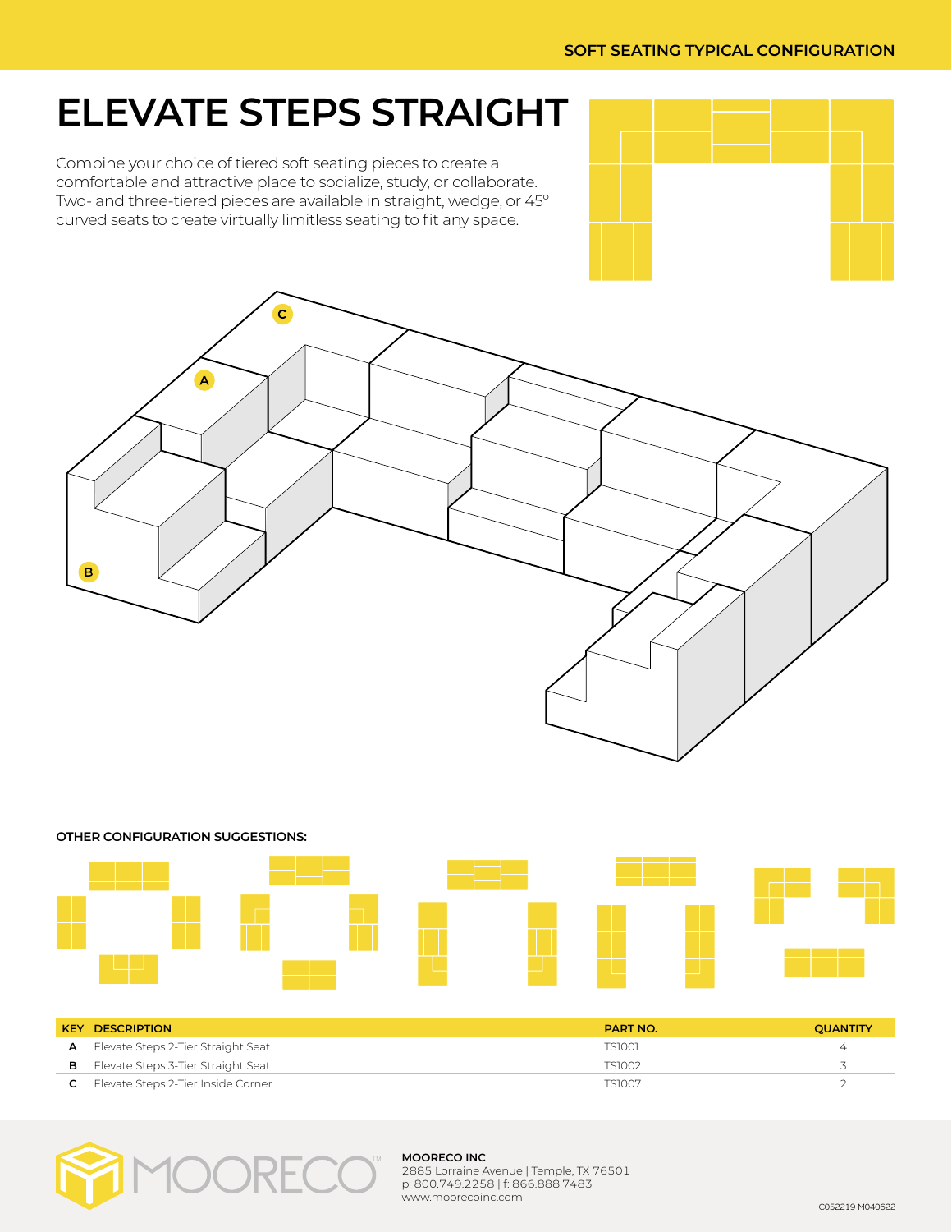SOFT SEATING TYPICAL CONFIGURATION

# ELEVATE STEPS STRAIGHT

Combine your choice of tiered soft seating pieces to create a comfortable and attractive place to socialize, study, or collaborate. Two- and three-tiered pieces are available in straight, wedge, or 45° curved seats to create virtually limitless seating to fit any space.

**OTHER CONFIGURATION SUGGESTIONS:**

| KEY | DESCRIPTION | PART NO. | QUANTITY |
|---|---|---|---|
| A | Elevate Steps 2-Tier Straight Seat | TS1001 | 4 |
| B | Elevate Steps 3-Tier Straight Seat | TS1002 | 3 |
| C | Elevate Steps 2-Tier Inside Corner | TS1007 | 2 |

**MOORECO INC**
2885 Lorraine Avenue | Temple, TX 76501
p: 800.749.2258 | f: 866.888.7483
www.moorecoinc.com

C052219 M040622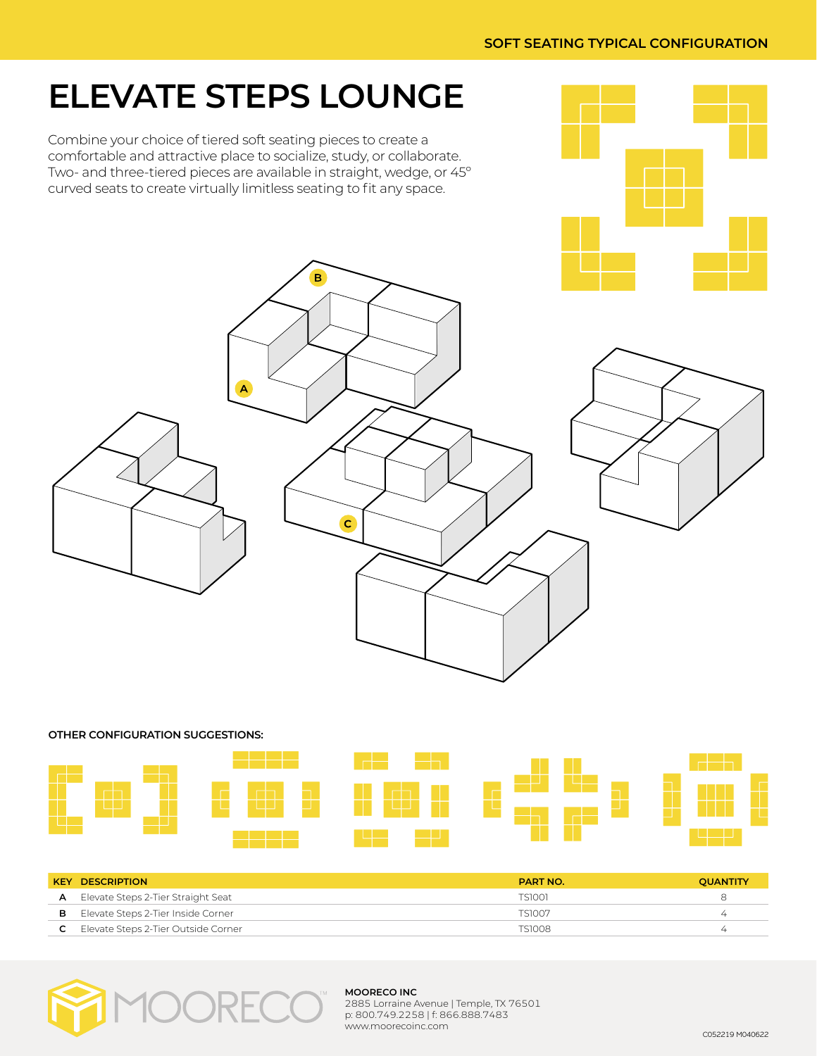SOFT SEATING TYPICAL CONFIGURATION

# ELEVATE STEPS LOUNGE

Combine your choice of tiered soft seating pieces to create a comfortable and attractive place to socialize, study, or collaborate. Two- and three-tiered pieces are available in straight, wedge, or 45° curved seats to create virtually limitless seating to fit any space.

B

A

C

**OTHER CONFIGURATION SUGGESTIONS:**

| KEY | DESCRIPTION | PART NO. | QUANTITY |
|---|---|---|---|
| A | Elevate Steps 2-Tier Straight Seat | TS1001 | 8 |
| B | Elevate Steps 2-Tier Inside Corner | TS1007 | 4 |
| C | Elevate Steps 2-Tier Outside Corner | TS1008 | 4 |

MOORECO™

**MOORECO INC**
2885 Lorraine Avenue | Temple, TX 76501
p: 800.749.2258 | f: 866.888.7483
www.moorecoinc.com

C052219 M040622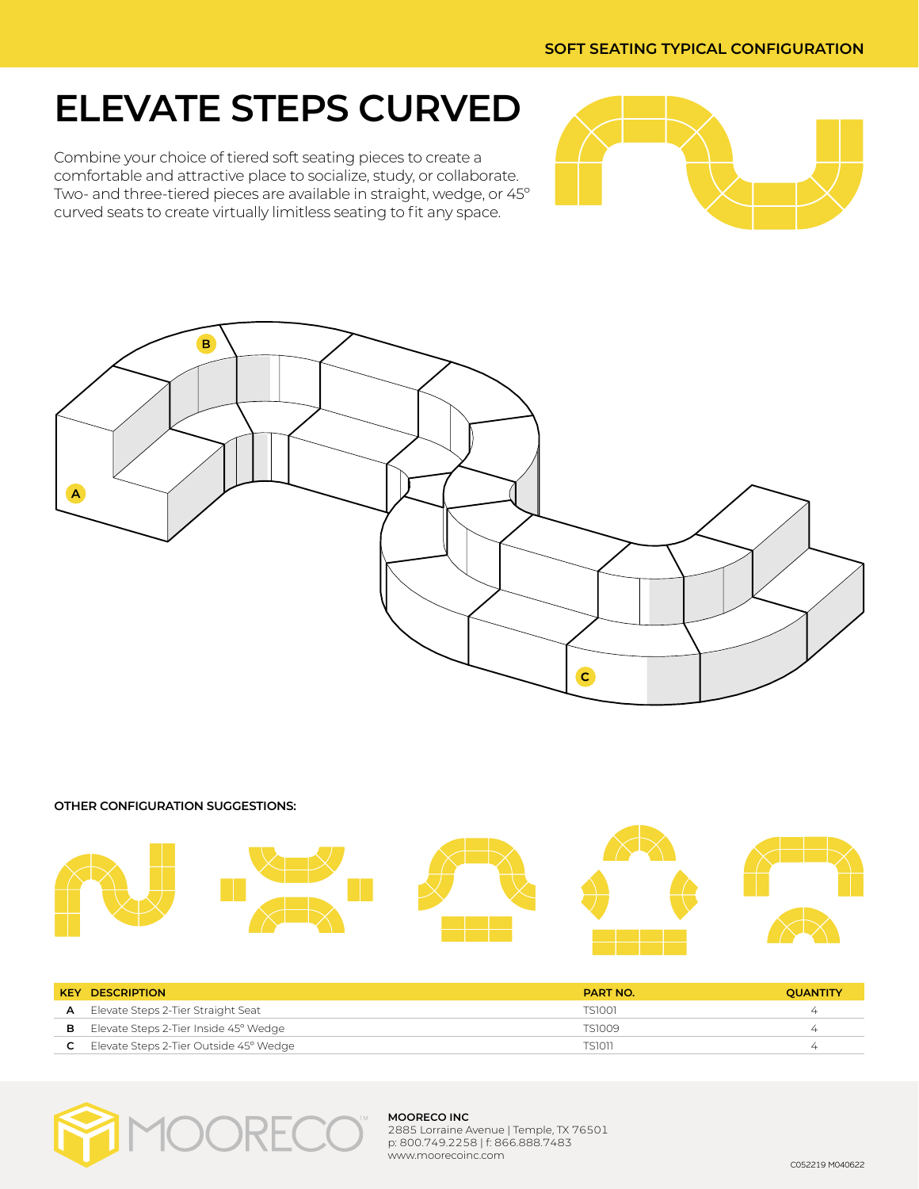SOFT SEATING TYPICAL CONFIGURATION

# ELEVATE STEPS CURVED

Combine your choice of tiered soft seating pieces to create a comfortable and attractive place to socialize, study, or collaborate. Two- and three-tiered pieces are available in straight, wedge, or 45° curved seats to create virtually limitless seating to fit any space.

**OTHER CONFIGURATION SUGGESTIONS:**

| KEY | DESCRIPTION | PART NO. | QUANTITY |
|---|---|---|---|
| A | Elevate Steps 2-Tier Straight Seat | TS1001 | 4 |
| B | Elevate Steps 2-Tier Inside 45° Wedge | TS1009 | 4 |
| C | Elevate Steps 2-Tier Outside 45° Wedge | TS1011 | 4 |

**MOORECO INC**
2885 Lorraine Avenue | Temple, TX 76501
p: 800.749.2258 | f: 866.888.7483
www.mooreconinc.com

C052219 M040622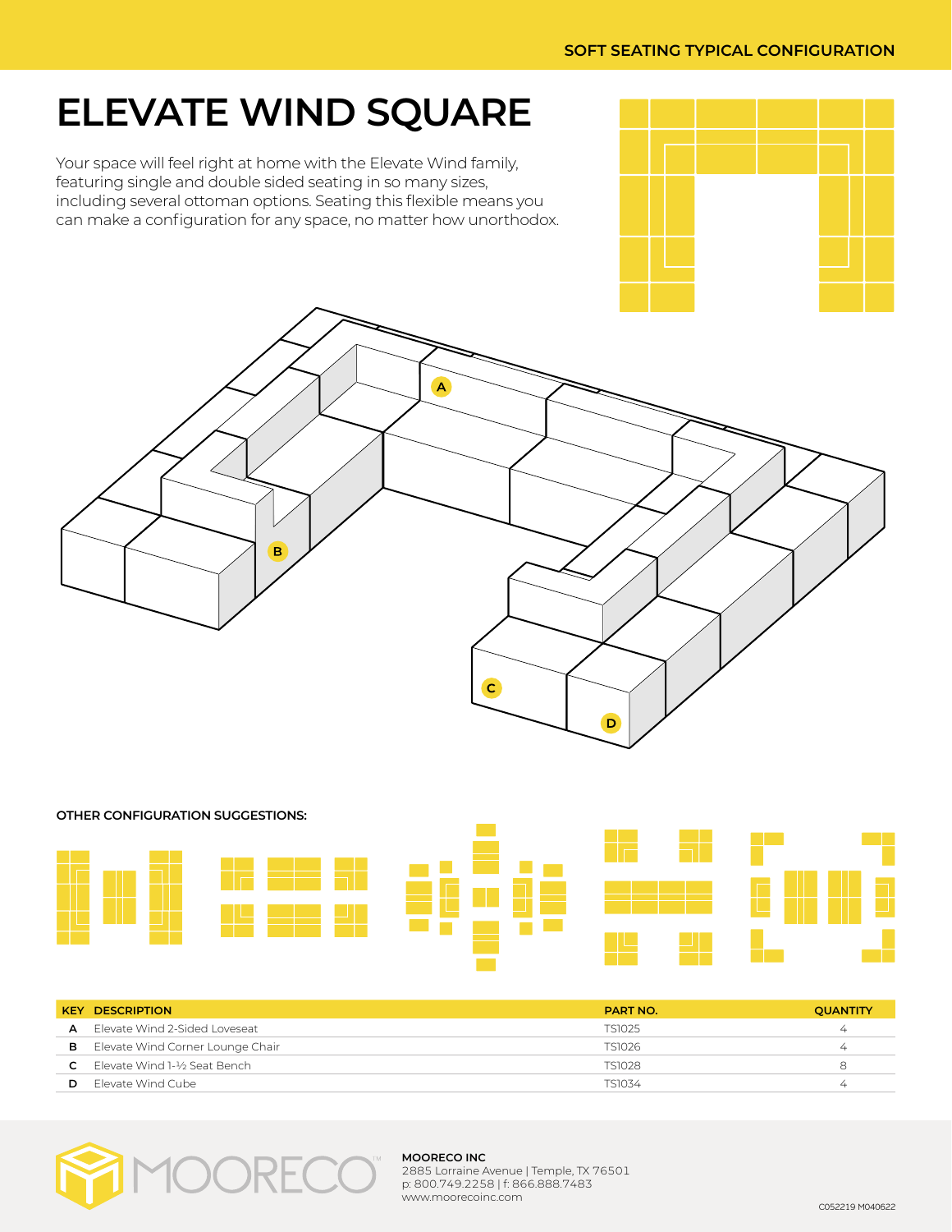SOFT SEATING TYPICAL CONFIGURATION

# ELEVATE WIND SQUARE

Your space will feel right at home with the Elevate Wind family, featuring single and double sided seating in so many sizes, including several ottoman options. Seating this flexible means you can make a configuration for any space, no matter how unorthodox.

A

B

C

D

**OTHER CONFIGURATION SUGGESTIONS:**

| KEY | DESCRIPTION | PART NO. | QUANTITY |
|---|---|---|---|
| A | Elevate Wind 2-Sided Loveseat | TS1025 | 4 |
| B | Elevate Wind Corner Lounge Chair | TS1026 | 4 |
| C | Elevate Wind 1-½ Seat Bench | TS1028 | 8 |
| D | Elevate Wind Cube | TS1034 | 4 |

MOORECO™

**MOORECO INC**
2885 Lorraine Avenue | Temple, TX 76501
p: 800.749.2258 | f: 866.888.7483
www.moorecoinc.com

C052219 M040622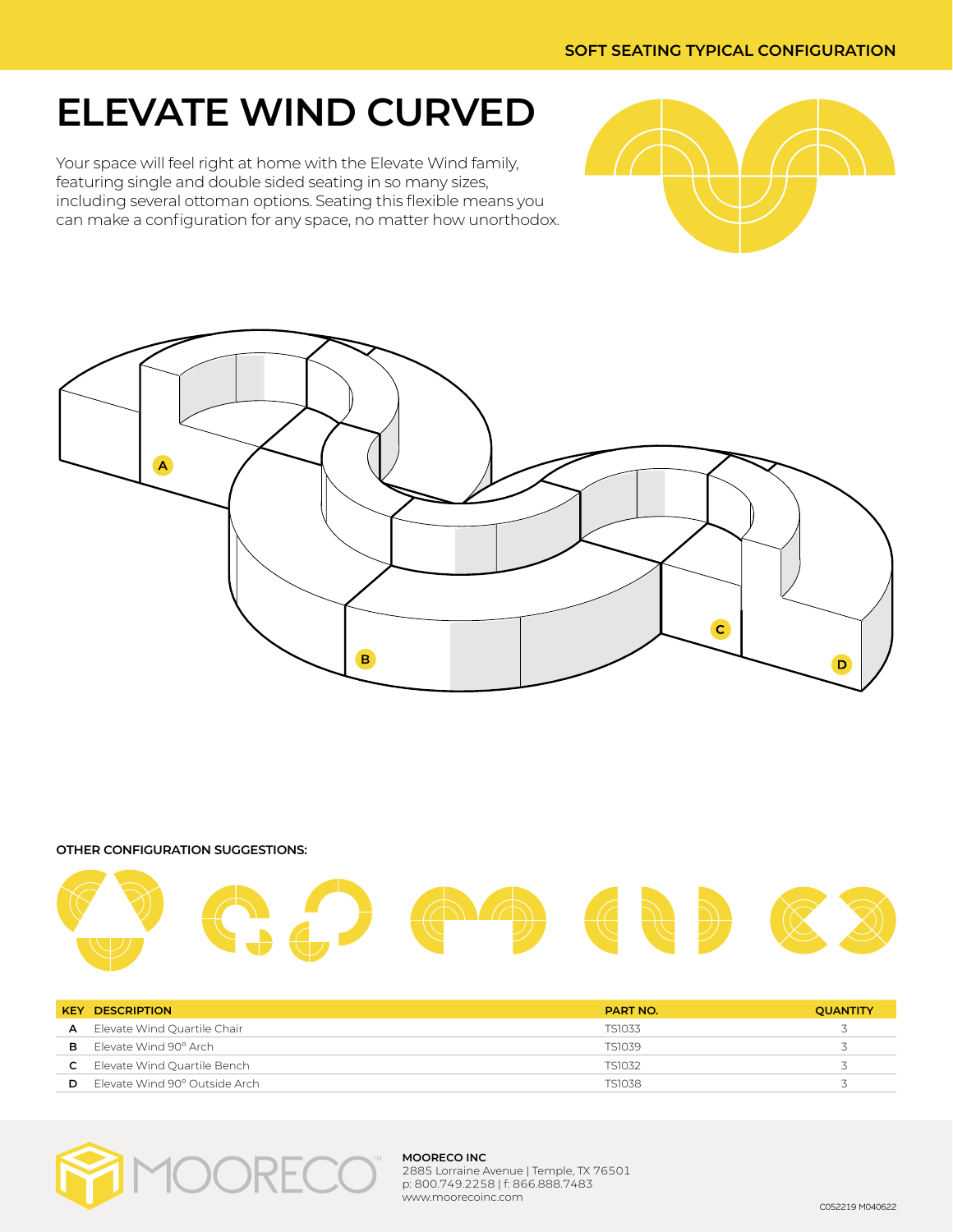SOFT SEATING TYPICAL CONFIGURATION

# ELEVATE WIND CURVED

Your space will feel right at home with the Elevate Wind family, featuring single and double sided seating in so many sizes, including several ottoman options. Seating this flexible means you can make a configuration for any space, no matter how unorthodox.

A

B

C

D

**OTHER CONFIGURATION SUGGESTIONS:**

| KEY | DESCRIPTION | PART NO. | QUANTITY |
|---|---|---|---|
| A | Elevate Wind Quartile Chair | TS1033 | 3 |
| B | Elevate Wind 90° Arch | TS1039 | 3 |
| C | Elevate Wind Quartile Bench | TS1032 | 3 |
| D | Elevate Wind 90° Outside Arch | TS1038 | 3 |

MOORECO™

**MOORECO INC**
2885 Lorraine Avenue | Temple, TX 76501
p: 800.749.2258 | f: 866.888.7483
www.moorecoinc.com

C052219 M040622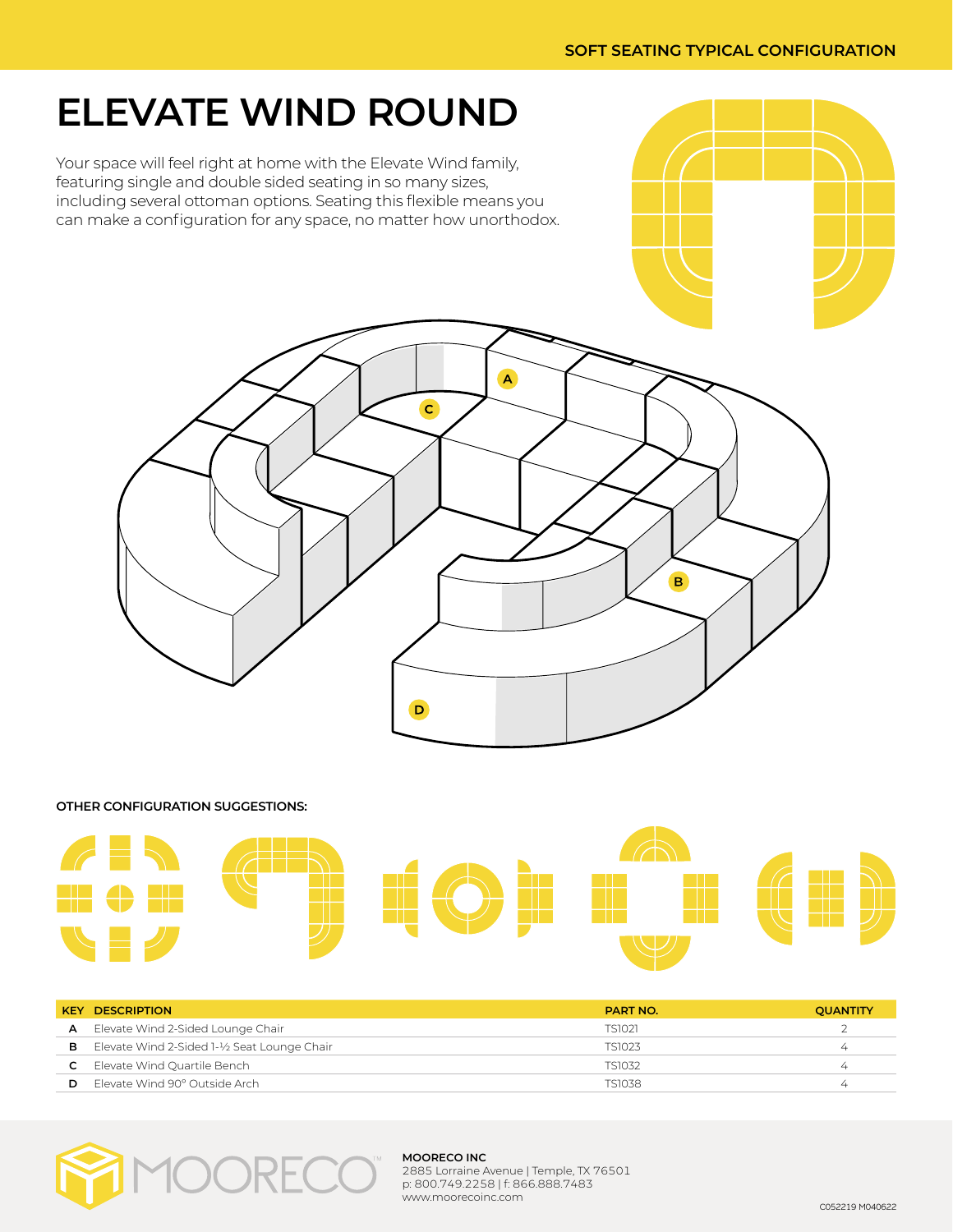# ELEVATE WIND ROUND

Your space will feel right at home with the Elevate Wind family, featuring single and double sided seating in so many sizes, including several ottoman options. Seating this flexible means you can make a configuration for any space, no matter how unorthodox.

A

C

B

D

**OTHER CONFIGURATION SUGGESTIONS:**

| KEY | DESCRIPTION | PART NO. | QUANTITY |
|---|---|---|---|
| A | Elevate Wind 2-Sided Lounge Chair | TS1021 | 2 |
| B | Elevate Wind 2-Sided 1-½ Seat Lounge Chair | TS1023 | 4 |
| C | Elevate Wind Quartile Bench | TS1032 | 4 |
| D | Elevate Wind 90° Outside Arch | TS1038 | 4 |

MOORECO™

**MOORECO INC**
2885 Lorraine Avenue | Temple, TX 76501
p: 800.749.2258 | f: 866.888.7483
www.moorecoinc.com

C052219 M040622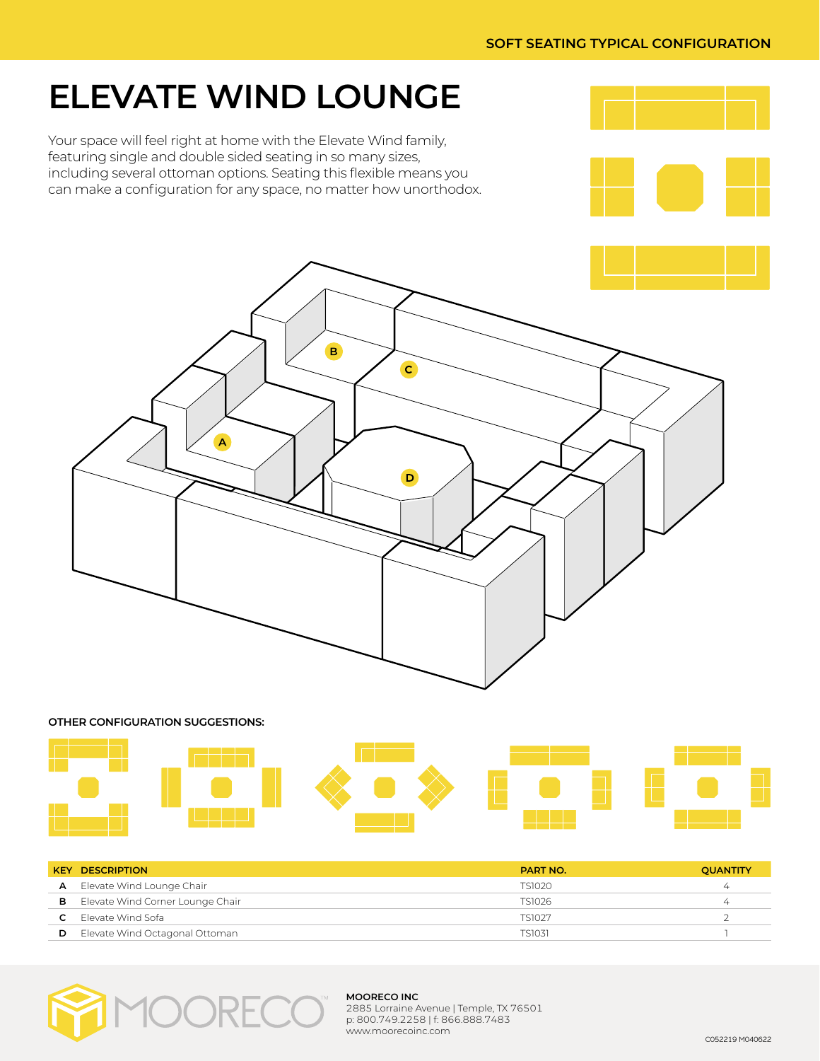SOFT SEATING TYPICAL CONFIGURATION

# ELEVATE WIND LOUNGE

Your space will feel right at home with the Elevate Wind family, featuring single and double sided seating in so many sizes, including several ottoman options. Seating this flexible means you can make a configuration for any space, no matter how unorthodox.

A

B

C

D

**OTHER CONFIGURATION SUGGESTIONS:**

| KEY | DESCRIPTION | PART NO. | QUANTITY |
|---|---|---|---|
| A | Elevate Wind Lounge Chair | TS1020 | 4 |
| B | Elevate Wind Corner Lounge Chair | TS1026 | 4 |
| C | Elevate Wind Sofa | TS1027 | 2 |
| D | Elevate Wind Octagonal Ottoman | TS1031 | 1 |

MOORECO™

**MOORECO INC**
2885 Lorraine Avenue | Temple, TX 76501
p: 800.749.2258 | f: 866.888.7483
www.moorecoinc.com

C052219 M040622